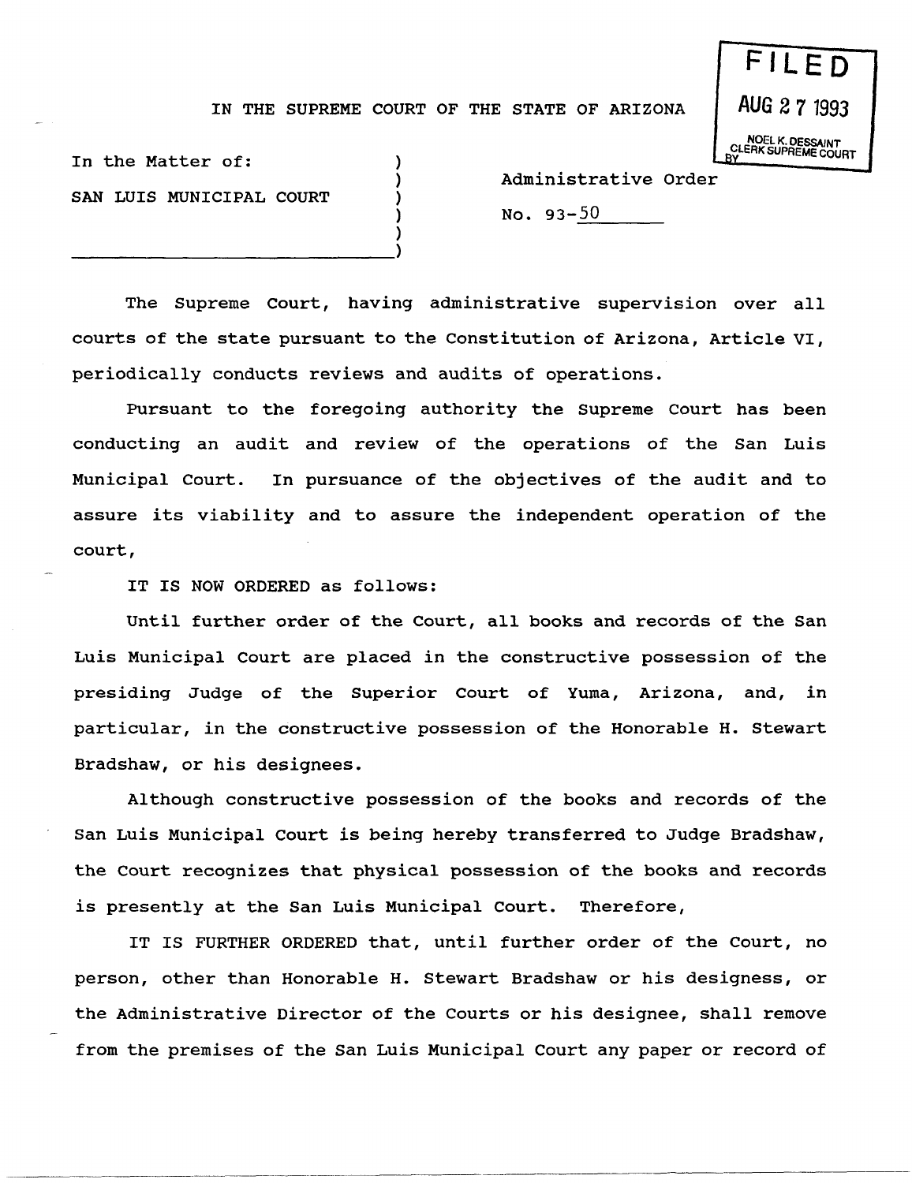FILED

AUG 27 1993

NOEL K. DESSAINT
CLERK SUPREME COURT
BY

IN THE SUPREME COURT OF THE STATE OF ARIZONA

In the Matter of:

SAN LUIS MUNICIPAL COURT

Administrative Order

No. 93-50

The Supreme Court, having administrative supervision over all courts of the state pursuant to the Constitution of Arizona, Article VI, periodically conducts reviews and audits of operations.

Pursuant to the foregoing authority the Supreme Court has been conducting an audit and review of the operations of the San Luis Municipal Court. In pursuance of the objectives of the audit and to assure its viability and to assure the independent operation of the court,

IT IS NOW ORDERED as follows:

Until further order of the Court, all books and records of the San Luis Municipal Court are placed in the constructive possession of the presiding Judge of the Superior Court of Yuma, Arizona, and, in particular, in the constructive possession of the Honorable H. Stewart Bradshaw, or his designees.

Although constructive possession of the books and records of the San Luis Municipal Court is being hereby transferred to Judge Bradshaw, the Court recognizes that physical possession of the books and records is presently at the San Luis Municipal Court. Therefore,

IT IS FURTHER ORDERED that, until further order of the Court, no person, other than Honorable H. Stewart Bradshaw or his designess, or the Administrative Director of the Courts or his designee, shall remove from the premises of the San Luis Municipal Court any paper or record of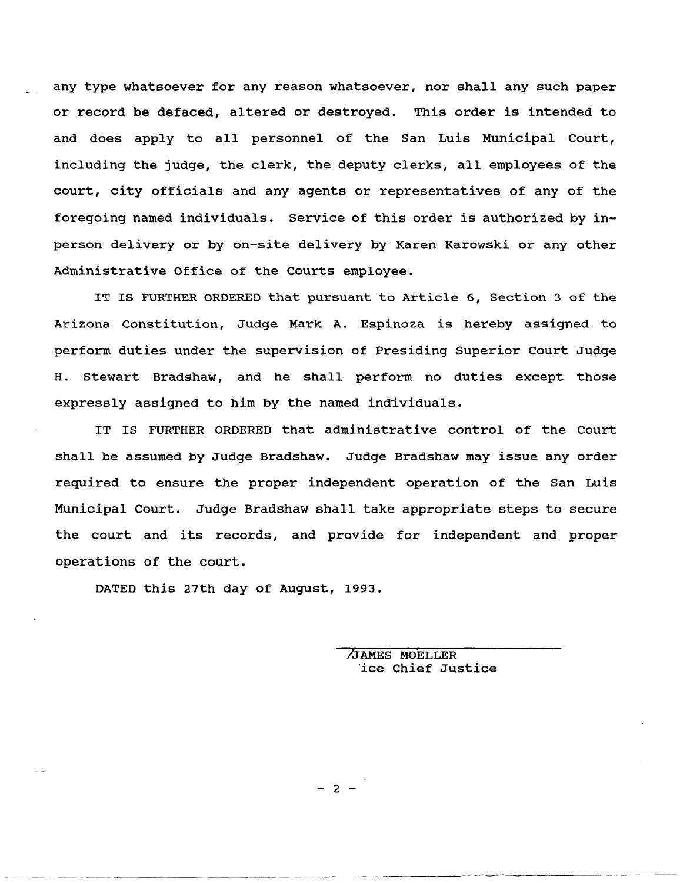any type whatsoever for any reason whatsoever, nor shall any such paper or record be defaced, altered or destroyed. This order is intended to and does apply to all personnel of the San Luis Municipal Court, including the judge, the clerk, the deputy clerks, all employees of the court, city officials and any agents or representatives of any of the foregoing named individuals. Service of this order is authorized by in-person delivery or by on-site delivery by Karen Karowski or any other Administrative Office of the Courts employee.

IT IS FURTHER ORDERED that pursuant to Article 6, Section 3 of the Arizona Constitution, Judge Mark A. Espinoza is hereby assigned to perform duties under the supervision of Presiding Superior Court Judge H. Stewart Bradshaw, and he shall perform no duties except those expressly assigned to him by the named individuals.

IT IS FURTHER ORDERED that administrative control of the Court shall be assumed by Judge Bradshaw. Judge Bradshaw may issue any order required to ensure the proper independent operation of the San Luis Municipal Court. Judge Bradshaw shall take appropriate steps to secure the court and its records, and provide for independent and proper operations of the court.

DATED this 27th day of August, 1993.

/JAMES MOELLER
ice Chief Justice